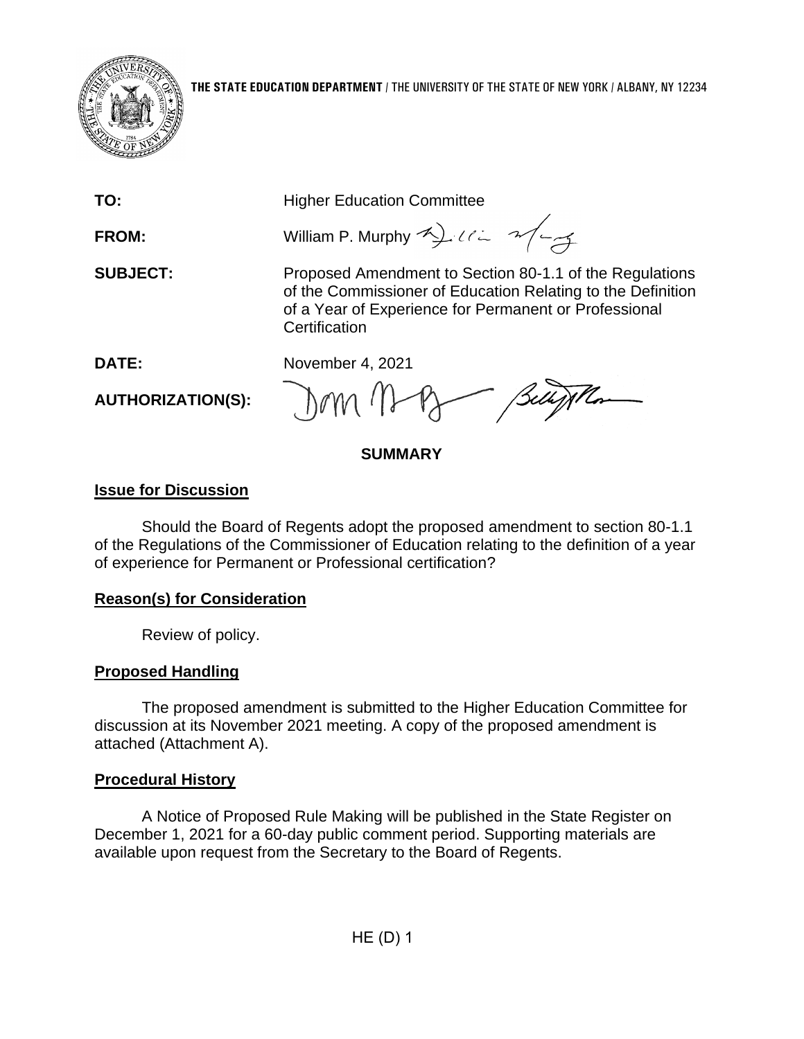**THE STATE EDUCATION DEPARTMENT** / THE UNIVERSITY OF THE STATE OF NEW YORK / ALBANY, NY 12234

**TO:** Higher Education Committee

**FROM:** William P. Murphy

**SUBJECT:** Proposed Amendment to Section 80-1.1 of the Regulations of the Commissioner of Education Relating to the Definition of a Year of Experience for Permanent or Professional Certification

**DATE:** November 4, 2021

**AUTHORIZATION(S):**

## SUMMARY

### Issue for Discussion

Should the Board of Regents adopt the proposed amendment to section 80-1.1 of the Regulations of the Commissioner of Education relating to the definition of a year of experience for Permanent or Professional certification?

### Reason(s) for Consideration

Review of policy.

### Proposed Handling

The proposed amendment is submitted to the Higher Education Committee for discussion at its November 2021 meeting. A copy of the proposed amendment is attached (Attachment A).

### Procedural History

A Notice of Proposed Rule Making will be published in the State Register on December 1, 2021 for a 60-day public comment period. Supporting materials are available upon request from the Secretary to the Board of Regents.

HE (D) 1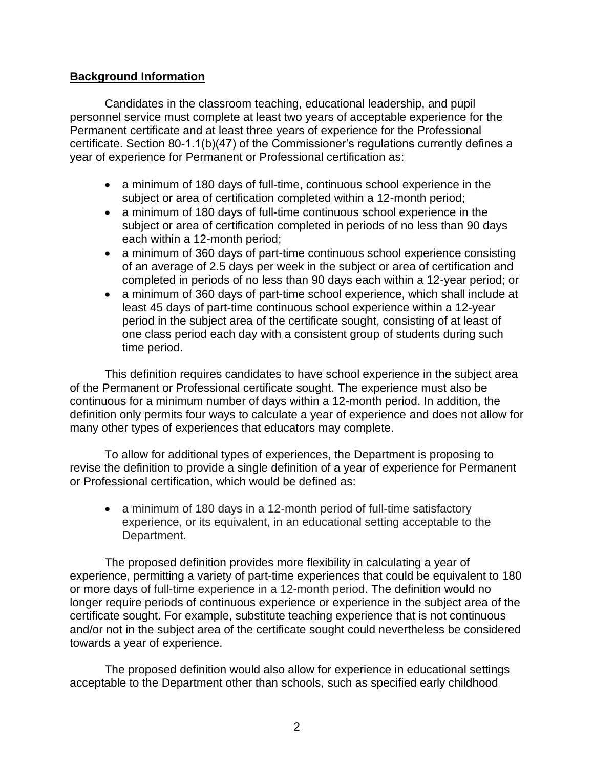**Background Information**

Candidates in the classroom teaching, educational leadership, and pupil personnel service must complete at least two years of acceptable experience for the Permanent certificate and at least three years of experience for the Professional certificate. Section 80-1.1(b)(47) of the Commissioner's regulations currently defines a year of experience for Permanent or Professional certification as:

- a minimum of 180 days of full-time, continuous school experience in the subject or area of certification completed within a 12-month period;
- a minimum of 180 days of full-time continuous school experience in the subject or area of certification completed in periods of no less than 90 days each within a 12-month period;
- a minimum of 360 days of part-time continuous school experience consisting of an average of 2.5 days per week in the subject or area of certification and completed in periods of no less than 90 days each within a 12-year period; or
- a minimum of 360 days of part-time school experience, which shall include at least 45 days of part-time continuous school experience within a 12-year period in the subject area of the certificate sought, consisting of at least of one class period each day with a consistent group of students during such time period.

This definition requires candidates to have school experience in the subject area of the Permanent or Professional certificate sought. The experience must also be continuous for a minimum number of days within a 12-month period. In addition, the definition only permits four ways to calculate a year of experience and does not allow for many other types of experiences that educators may complete.

To allow for additional types of experiences, the Department is proposing to revise the definition to provide a single definition of a year of experience for Permanent or Professional certification, which would be defined as:

- a minimum of 180 days in a 12-month period of full-time satisfactory experience, or its equivalent, in an educational setting acceptable to the Department.

The proposed definition provides more flexibility in calculating a year of experience, permitting a variety of part-time experiences that could be equivalent to 180 or more days of full-time experience in a 12-month period. The definition would no longer require periods of continuous experience or experience in the subject area of the certificate sought. For example, substitute teaching experience that is not continuous and/or not in the subject area of the certificate sought could nevertheless be considered towards a year of experience.

The proposed definition would also allow for experience in educational settings acceptable to the Department other than schools, such as specified early childhood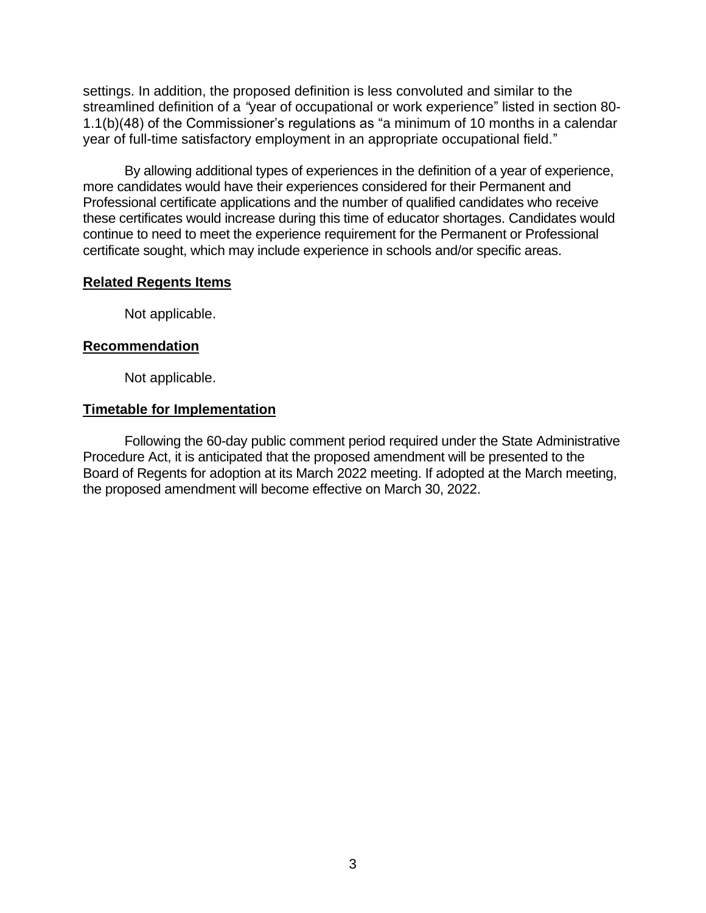settings. In addition, the proposed definition is less convoluted and similar to the streamlined definition of a "year of occupational or work experience" listed in section 80-1.1(b)(48) of the Commissioner's regulations as "a minimum of 10 months in a calendar year of full-time satisfactory employment in an appropriate occupational field."

By allowing additional types of experiences in the definition of a year of experience, more candidates would have their experiences considered for their Permanent and Professional certificate applications and the number of qualified candidates who receive these certificates would increase during this time of educator shortages. Candidates would continue to need to meet the experience requirement for the Permanent or Professional certificate sought, which may include experience in schools and/or specific areas.

## Related Regents Items

Not applicable.

## Recommendation

Not applicable.

## Timetable for Implementation

Following the 60-day public comment period required under the State Administrative Procedure Act, it is anticipated that the proposed amendment will be presented to the Board of Regents for adoption at its March 2022 meeting. If adopted at the March meeting, the proposed amendment will become effective on March 30, 2022.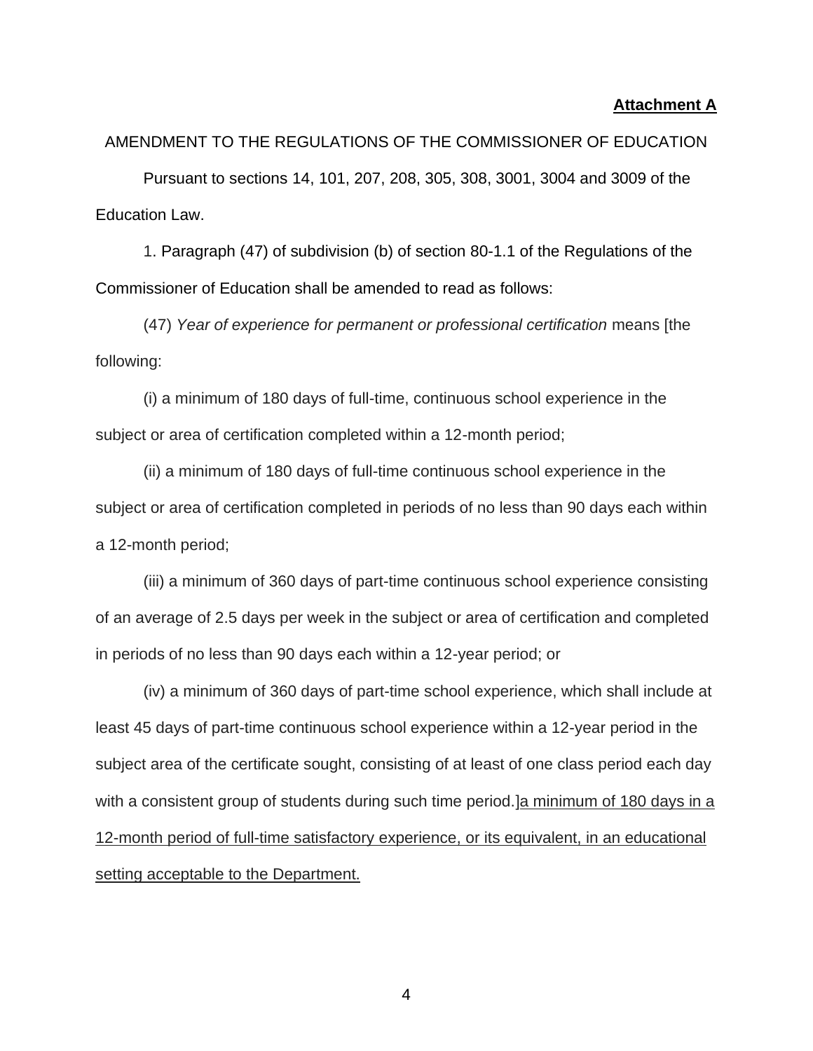**Attachment A**

AMENDMENT TO THE REGULATIONS OF THE COMMISSIONER OF EDUCATION

Pursuant to sections 14, 101, 207, 208, 305, 308, 3001, 3004 and 3009 of the Education Law.

1. Paragraph (47) of subdivision (b) of section 80-1.1 of the Regulations of the Commissioner of Education shall be amended to read as follows:

(47) *Year of experience for permanent or professional certification* means [the following:

(i) a minimum of 180 days of full-time, continuous school experience in the subject or area of certification completed within a 12-month period;

(ii) a minimum of 180 days of full-time continuous school experience in the subject or area of certification completed in periods of no less than 90 days each within a 12-month period;

(iii) a minimum of 360 days of part-time continuous school experience consisting of an average of 2.5 days per week in the subject or area of certification and completed in periods of no less than 90 days each within a 12-year period; or

(iv) a minimum of 360 days of part-time school experience, which shall include at least 45 days of part-time continuous school experience within a 12-year period in the subject area of the certificate sought, consisting of at least of one class period each day with a consistent group of students during such time period.]<u>a minimum of 180 days in a 12-month period of full-time satisfactory experience, or its equivalent, in an educational setting acceptable to the Department.</u>